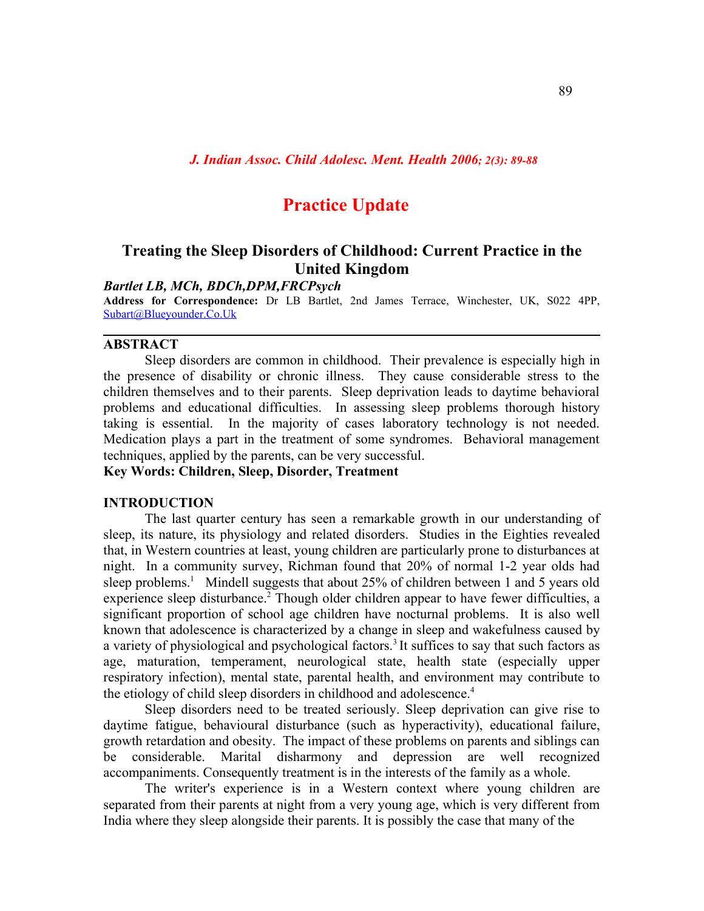# Practice Update

## Treating the Sleep Disorders of Childhood: Current Practice in the United Kingdom

***Bartlet LB, MCh, BDCh,DPM,FRCPsych***

**Address for Correspondence:** Dr LB Bartlet, 2nd James Terrace, Winchester, UK, S022 4PP, Subart@Blueyounder.Co.Uk

### ABSTRACT

Sleep disorders are common in childhood. Their prevalence is especially high in the presence of disability or chronic illness. They cause considerable stress to the children themselves and to their parents. Sleep deprivation leads to daytime behavioral problems and educational difficulties. In assessing sleep problems thorough history taking is essential. In the majority of cases laboratory technology is not needed. Medication plays a part in the treatment of some syndromes. Behavioral management techniques, applied by the parents, can be very successful.

**Key Words: Children, Sleep, Disorder, Treatment**

### INTRODUCTION

The last quarter century has seen a remarkable growth in our understanding of sleep, its nature, its physiology and related disorders. Studies in the Eighties revealed that, in Western countries at least, young children are particularly prone to disturbances at night. In a community survey, Richman found that 20% of normal 1-2 year olds had sleep problems.[1] Mindell suggests that about 25% of children between 1 and 5 years old experience sleep disturbance.[2] Though older children appear to have fewer difficulties, a significant proportion of school age children have nocturnal problems. It is also well known that adolescence is characterized by a change in sleep and wakefulness caused by a variety of physiological and psychological factors.[3] It suffices to say that such factors as age, maturation, temperament, neurological state, health state (especially upper respiratory infection), mental state, parental health, and environment may contribute to the etiology of child sleep disorders in childhood and adolescence.[4]

Sleep disorders need to be treated seriously. Sleep deprivation can give rise to daytime fatigue, behavioural disturbance (such as hyperactivity), educational failure, growth retardation and obesity. The impact of these problems on parents and siblings can be considerable. Marital disharmony and depression are well recognized accompaniments. Consequently treatment is in the interests of the family as a whole.

The writer's experience is in a Western context where young children are separated from their parents at night from a very young age, which is very different from India where they sleep alongside their parents. It is possibly the case that many of the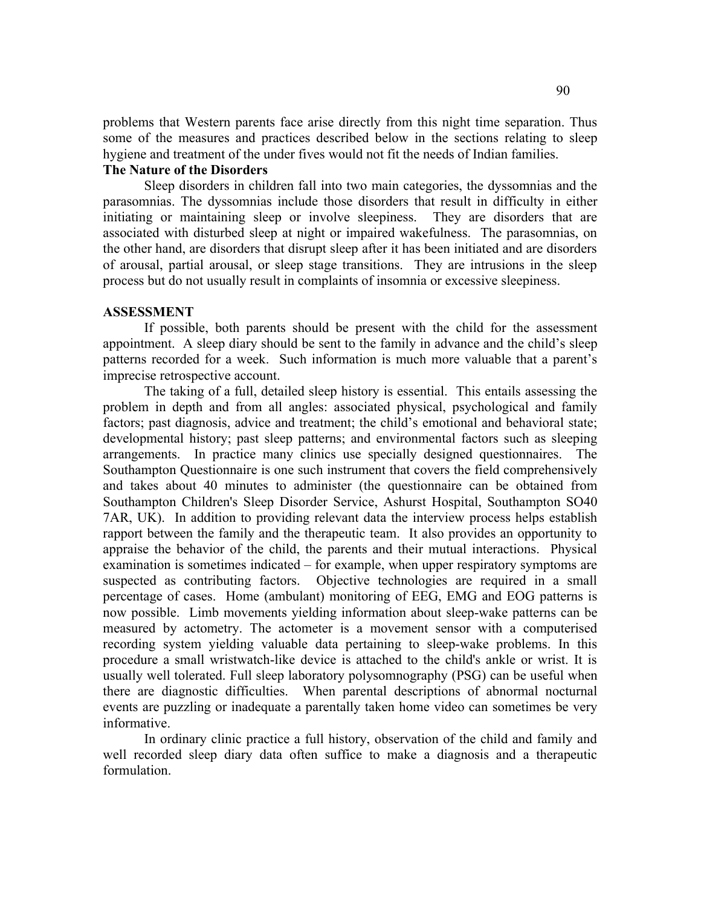problems that Western parents face arise directly from this night time separation. Thus some of the measures and practices described below in the sections relating to sleep hygiene and treatment of the under fives would not fit the needs of Indian families.

### The Nature of the Disorders

Sleep disorders in children fall into two main categories, the dyssomnias and the parasomnias. The dyssomnias include those disorders that result in difficulty in either initiating or maintaining sleep or involve sleepiness. They are disorders that are associated with disturbed sleep at night or impaired wakefulness. The parasomnias, on the other hand, are disorders that disrupt sleep after it has been initiated and are disorders of arousal, partial arousal, or sleep stage transitions. They are intrusions in the sleep process but do not usually result in complaints of insomnia or excessive sleepiness.

## ASSESSMENT

If possible, both parents should be present with the child for the assessment appointment. A sleep diary should be sent to the family in advance and the child's sleep patterns recorded for a week. Such information is much more valuable that a parent's imprecise retrospective account.

The taking of a full, detailed sleep history is essential. This entails assessing the problem in depth and from all angles: associated physical, psychological and family factors; past diagnosis, advice and treatment; the child's emotional and behavioral state; developmental history; past sleep patterns; and environmental factors such as sleeping arrangements. In practice many clinics use specially designed questionnaires. The Southampton Questionnaire is one such instrument that covers the field comprehensively and takes about 40 minutes to administer (the questionnaire can be obtained from Southampton Children's Sleep Disorder Service, Ashurst Hospital, Southampton SO40 7AR, UK). In addition to providing relevant data the interview process helps establish rapport between the family and the therapeutic team. It also provides an opportunity to appraise the behavior of the child, the parents and their mutual interactions. Physical examination is sometimes indicated – for example, when upper respiratory symptoms are suspected as contributing factors. Objective technologies are required in a small percentage of cases. Home (ambulant) monitoring of EEG, EMG and EOG patterns is now possible. Limb movements yielding information about sleep-wake patterns can be measured by actometry. The actometer is a movement sensor with a computerised recording system yielding valuable data pertaining to sleep-wake problems. In this procedure a small wristwatch-like device is attached to the child's ankle or wrist. It is usually well tolerated. Full sleep laboratory polysomnography (PSG) can be useful when there are diagnostic difficulties. When parental descriptions of abnormal nocturnal events are puzzling or inadequate a parentally taken home video can sometimes be very informative.

In ordinary clinic practice a full history, observation of the child and family and well recorded sleep diary data often suffice to make a diagnosis and a therapeutic formulation.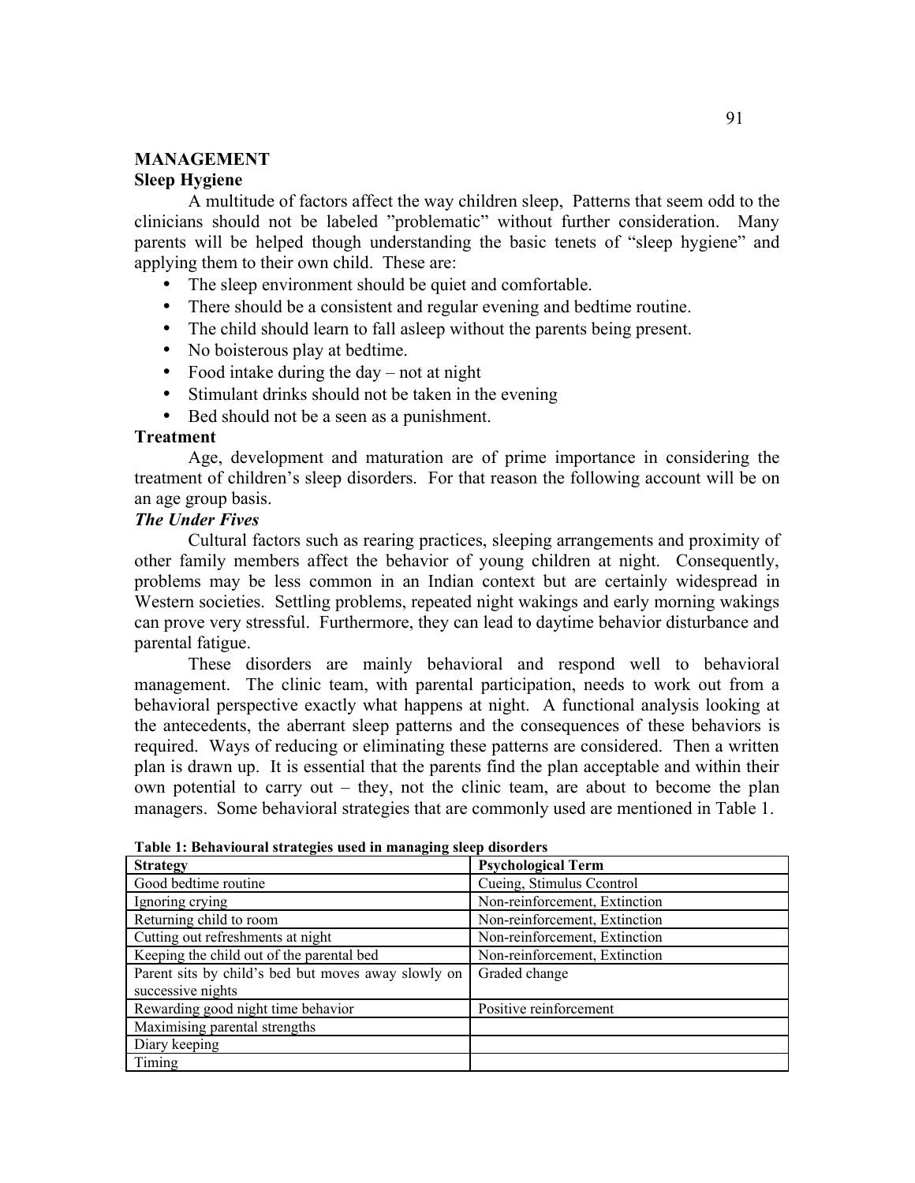## MANAGEMENT

### Sleep Hygiene

A multitude of factors affect the way children sleep, Patterns that seem odd to the clinicians should not be labeled "problematic" without further consideration. Many parents will be helped though understanding the basic tenets of "sleep hygiene" and applying them to their own child. These are:

- The sleep environment should be quiet and comfortable.
- There should be a consistent and regular evening and bedtime routine.
- The child should learn to fall asleep without the parents being present.
- No boisterous play at bedtime.
- Food intake during the day – not at night
- Stimulant drinks should not be taken in the evening
- Bed should not be a seen as a punishment.

### Treatment

Age, development and maturation are of prime importance in considering the treatment of children's sleep disorders. For that reason the following account will be on an age group basis.

#### *The Under Fives*

Cultural factors such as rearing practices, sleeping arrangements and proximity of other family members affect the behavior of young children at night. Consequently, problems may be less common in an Indian context but are certainly widespread in Western societies. Settling problems, repeated night wakings and early morning wakings can prove very stressful. Furthermore, they can lead to daytime behavior disturbance and parental fatigue.

These disorders are mainly behavioral and respond well to behavioral management. The clinic team, with parental participation, needs to work out from a behavioral perspective exactly what happens at night. A functional analysis looking at the antecedents, the aberrant sleep patterns and the consequences of these behaviors is required. Ways of reducing or eliminating these patterns are considered. Then a written plan is drawn up. It is essential that the parents find the plan acceptable and within their own potential to carry out – they, not the clinic team, are about to become the plan managers. Some behavioral strategies that are commonly used are mentioned in Table 1.

**Table 1: Behavioural strategies used in managing sleep disorders**

| Strategy | Psychological Term |
|---|---|
| Good bedtime routine | Cueing, Stimulus Ccontrol |
| Ignoring crying | Non-reinforcement, Extinction |
| Returning child to room | Non-reinforcement, Extinction |
| Cutting out refreshments at night | Non-reinforcement, Extinction |
| Keeping the child out of the parental bed | Non-reinforcement, Extinction |
| Parent sits by child's bed but moves away slowly on successive nights | Graded change |
| Rewarding good night time behavior | Positive reinforcement |
| Maximising parental strengths | |
| Diary keeping | |
| Timing | |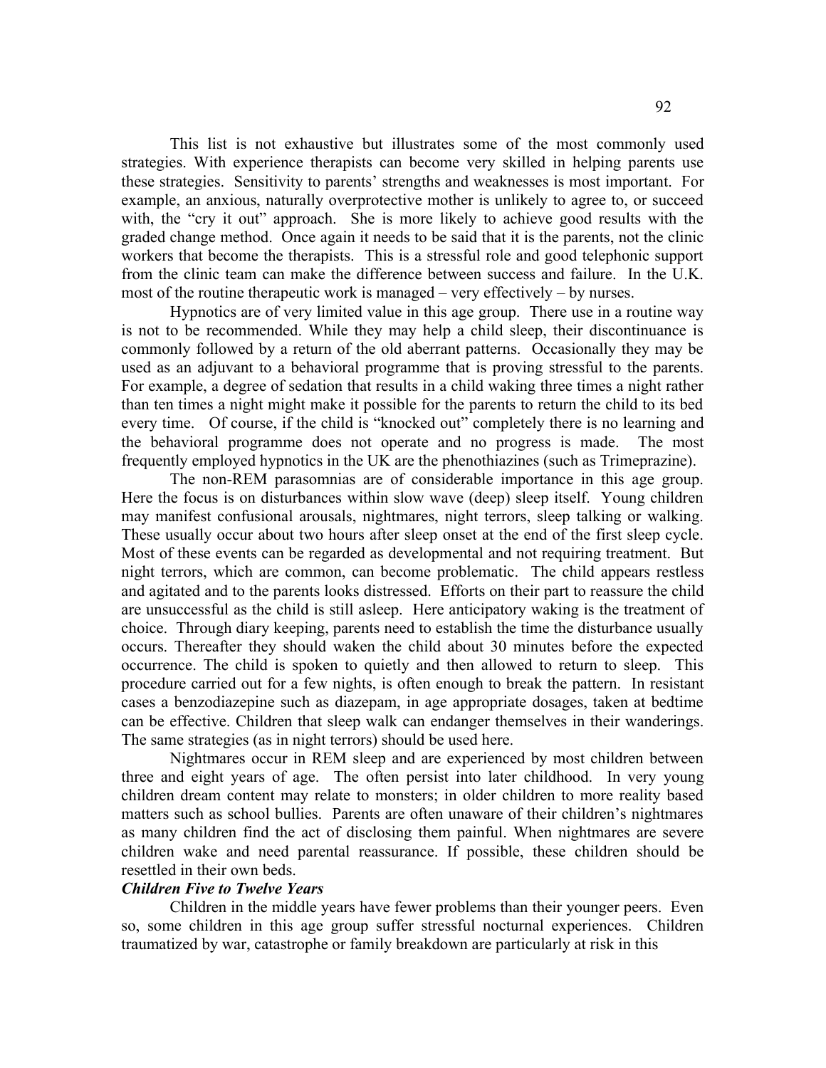This list is not exhaustive but illustrates some of the most commonly used strategies. With experience therapists can become very skilled in helping parents use these strategies. Sensitivity to parents' strengths and weaknesses is most important. For example, an anxious, naturally overprotective mother is unlikely to agree to, or succeed with, the "cry it out" approach. She is more likely to achieve good results with the graded change method. Once again it needs to be said that it is the parents, not the clinic workers that become the therapists. This is a stressful role and good telephonic support from the clinic team can make the difference between success and failure. In the U.K. most of the routine therapeutic work is managed – very effectively – by nurses.

Hypnotics are of very limited value in this age group. There use in a routine way is not to be recommended. While they may help a child sleep, their discontinuance is commonly followed by a return of the old aberrant patterns. Occasionally they may be used as an adjuvant to a behavioral programme that is proving stressful to the parents. For example, a degree of sedation that results in a child waking three times a night rather than ten times a night might make it possible for the parents to return the child to its bed every time. Of course, if the child is "knocked out" completely there is no learning and the behavioral programme does not operate and no progress is made. The most frequently employed hypnotics in the UK are the phenothiazines (such as Trimeprazine).

The non-REM parasomnias are of considerable importance in this age group. Here the focus is on disturbances within slow wave (deep) sleep itself. Young children may manifest confusional arousals, nightmares, night terrors, sleep talking or walking. These usually occur about two hours after sleep onset at the end of the first sleep cycle. Most of these events can be regarded as developmental and not requiring treatment. But night terrors, which are common, can become problematic. The child appears restless and agitated and to the parents looks distressed. Efforts on their part to reassure the child are unsuccessful as the child is still asleep. Here anticipatory waking is the treatment of choice. Through diary keeping, parents need to establish the time the disturbance usually occurs. Thereafter they should waken the child about 30 minutes before the expected occurrence. The child is spoken to quietly and then allowed to return to sleep. This procedure carried out for a few nights, is often enough to break the pattern. In resistant cases a benzodiazepine such as diazepam, in age appropriate dosages, taken at bedtime can be effective. Children that sleep walk can endanger themselves in their wanderings. The same strategies (as in night terrors) should be used here.

Nightmares occur in REM sleep and are experienced by most children between three and eight years of age. The often persist into later childhood. In very young children dream content may relate to monsters; in older children to more reality based matters such as school bullies. Parents are often unaware of their children's nightmares as many children find the act of disclosing them painful. When nightmares are severe children wake and need parental reassurance. If possible, these children should be resettled in their own beds.

### *Children Five to Twelve Years*

Children in the middle years have fewer problems than their younger peers. Even so, some children in this age group suffer stressful nocturnal experiences. Children traumatized by war, catastrophe or family breakdown are particularly at risk in this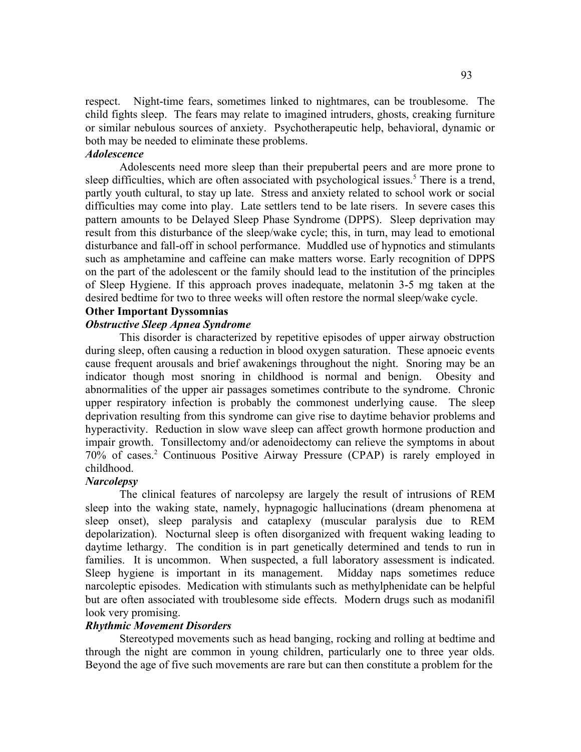respect. Night-time fears, sometimes linked to nightmares, can be troublesome. The child fights sleep. The fears may relate to imagined intruders, ghosts, creaking furniture or similar nebulous sources of anxiety. Psychotherapeutic help, behavioral, dynamic or both may be needed to eliminate these problems.

***Adolescence***

Adolescents need more sleep than their prepubertal peers and are more prone to sleep difficulties, which are often associated with psychological issues.[5] There is a trend, partly youth cultural, to stay up late. Stress and anxiety related to school work or social difficulties may come into play. Late settlers tend to be late risers. In severe cases this pattern amounts to be Delayed Sleep Phase Syndrome (DPPS). Sleep deprivation may result from this disturbance of the sleep/wake cycle; this, in turn, may lead to emotional disturbance and fall-off in school performance. Muddled use of hypnotics and stimulants such as amphetamine and caffeine can make matters worse. Early recognition of DPPS on the part of the adolescent or the family should lead to the institution of the principles of Sleep Hygiene. If this approach proves inadequate, melatonin 3-5 mg taken at the desired bedtime for two to three weeks will often restore the normal sleep/wake cycle.

**Other Important Dyssomnias**

***Obstructive Sleep Apnea Syndrome***

This disorder is characterized by repetitive episodes of upper airway obstruction during sleep, often causing a reduction in blood oxygen saturation. These apnoeic events cause frequent arousals and brief awakenings throughout the night. Snoring may be an indicator though most snoring in childhood is normal and benign. Obesity and abnormalities of the upper air passages sometimes contribute to the syndrome. Chronic upper respiratory infection is probably the commonest underlying cause. The sleep deprivation resulting from this syndrome can give rise to daytime behavior problems and hyperactivity. Reduction in slow wave sleep can affect growth hormone production and impair growth. Tonsillectomy and/or adenoidectomy can relieve the symptoms in about 70% of cases.[2] Continuous Positive Airway Pressure (CPAP) is rarely employed in childhood.

***Narcolepsy***

The clinical features of narcolepsy are largely the result of intrusions of REM sleep into the waking state, namely, hypnagogic hallucinations (dream phenomena at sleep onset), sleep paralysis and cataplexy (muscular paralysis due to REM depolarization). Nocturnal sleep is often disorganized with frequent waking leading to daytime lethargy. The condition is in part genetically determined and tends to run in families. It is uncommon. When suspected, a full laboratory assessment is indicated. Sleep hygiene is important in its management. Midday naps sometimes reduce narcoleptic episodes. Medication with stimulants such as methylphenidate can be helpful but are often associated with troublesome side effects. Modern drugs such as modanifil look very promising.

***Rhythmic Movement Disorders***

Stereotyped movements such as head banging, rocking and rolling at bedtime and through the night are common in young children, particularly one to three year olds. Beyond the age of five such movements are rare but can then constitute a problem for the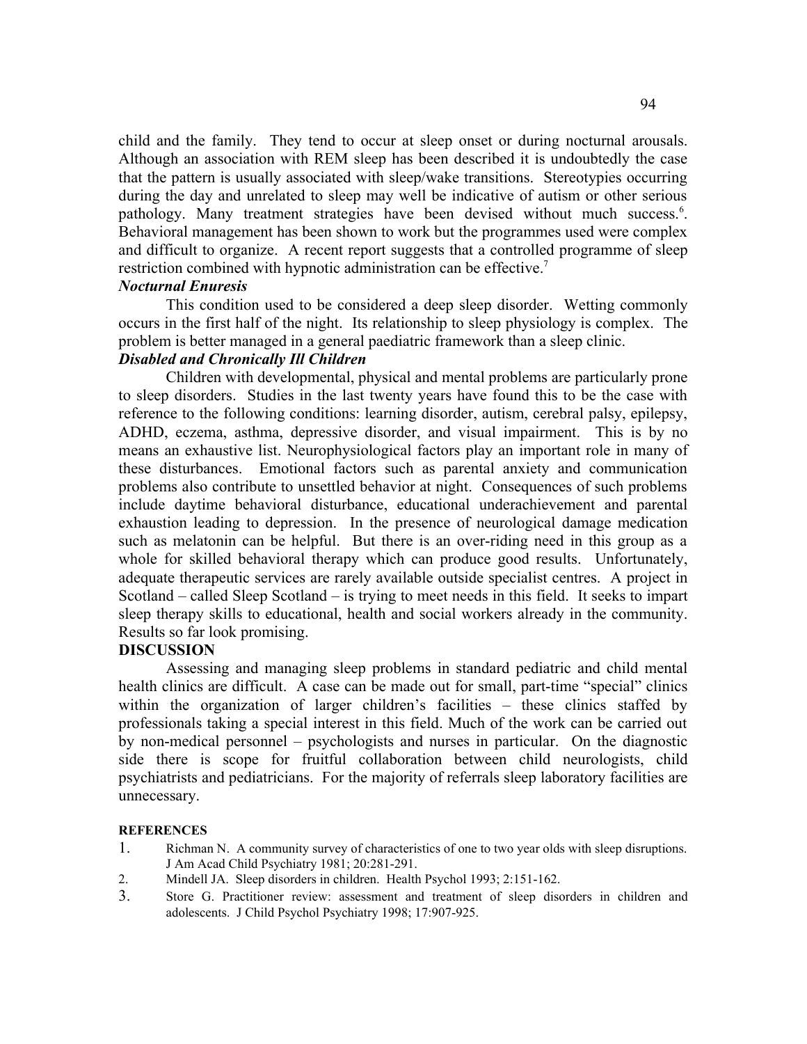child and the family. They tend to occur at sleep onset or during nocturnal arousals. Although an association with REM sleep has been described it is undoubtedly the case that the pattern is usually associated with sleep/wake transitions. Stereotypies occurring during the day and unrelated to sleep may well be indicative of autism or other serious pathology. Many treatment strategies have been devised without much success.[6]. Behavioral management has been shown to work but the programmes used were complex and difficult to organize. A recent report suggests that a controlled programme of sleep restriction combined with hypnotic administration can be effective.[7]

***Nocturnal Enuresis***

This condition used to be considered a deep sleep disorder. Wetting commonly occurs in the first half of the night. Its relationship to sleep physiology is complex. The problem is better managed in a general paediatric framework than a sleep clinic.

***Disabled and Chronically Ill Children***

Children with developmental, physical and mental problems are particularly prone to sleep disorders. Studies in the last twenty years have found this to be the case with reference to the following conditions: learning disorder, autism, cerebral palsy, epilepsy, ADHD, eczema, asthma, depressive disorder, and visual impairment. This is by no means an exhaustive list. Neurophysiological factors play an important role in many of these disturbances. Emotional factors such as parental anxiety and communication problems also contribute to unsettled behavior at night. Consequences of such problems include daytime behavioral disturbance, educational underachievement and parental exhaustion leading to depression. In the presence of neurological damage medication such as melatonin can be helpful. But there is an over-riding need in this group as a whole for skilled behavioral therapy which can produce good results. Unfortunately, adequate therapeutic services are rarely available outside specialist centres. A project in Scotland – called Sleep Scotland – is trying to meet needs in this field. It seeks to impart sleep therapy skills to educational, health and social workers already in the community. Results so far look promising.

**DISCUSSION**

Assessing and managing sleep problems in standard pediatric and child mental health clinics are difficult. A case can be made out for small, part-time "special" clinics within the organization of larger children's facilities – these clinics staffed by professionals taking a special interest in this field. Much of the work can be carried out by non-medical personnel – psychologists and nurses in particular. On the diagnostic side there is scope for fruitful collaboration between child neurologists, child psychiatrists and pediatricians. For the majority of referrals sleep laboratory facilities are unnecessary.

**REFERENCES**

1. Richman N. A community survey of characteristics of one to two year olds with sleep disruptions. J Am Acad Child Psychiatry 1981; 20:281-291.
2. Mindell JA. Sleep disorders in children. Health Psychol 1993; 2:151-162.
3. Store G. Practitioner review: assessment and treatment of sleep disorders in children and adolescents. J Child Psychol Psychiatry 1998; 17:907-925.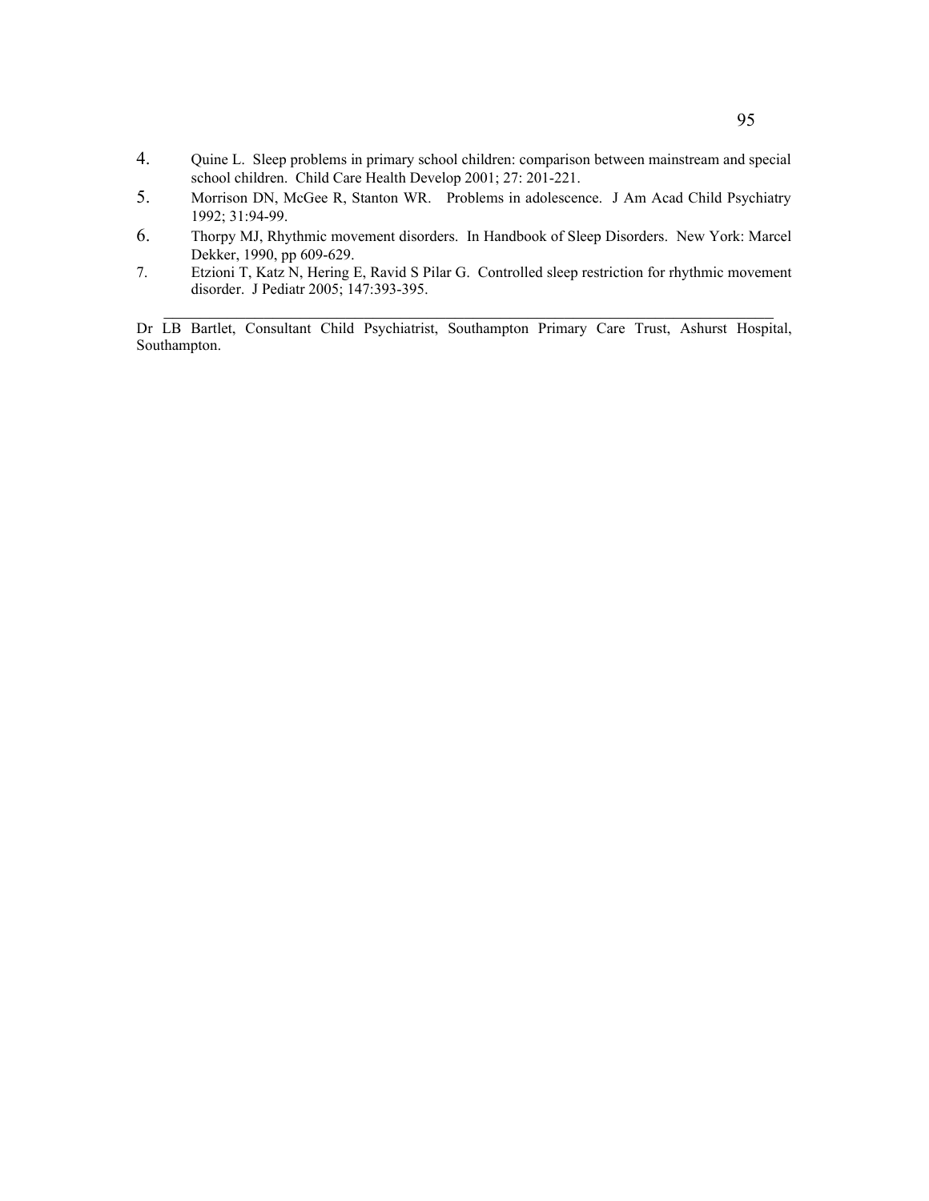4. Quine L. Sleep problems in primary school children: comparison between mainstream and special school children. Child Care Health Develop 2001; 27: 201-221.
5. Morrison DN, McGee R, Stanton WR. Problems in adolescence. J Am Acad Child Psychiatry 1992; 31:94-99.
6. Thorpy MJ, Rhythmic movement disorders. In Handbook of Sleep Disorders. New York: Marcel Dekker, 1990, pp 609-629.
7. Etzioni T, Katz N, Hering E, Ravid S Pilar G. Controlled sleep restriction for rhythmic movement disorder. J Pediatr 2005; 147:393-395.

---

Dr LB Bartlet, Consultant Child Psychiatrist, Southampton Primary Care Trust, Ashurst Hospital, Southampton.